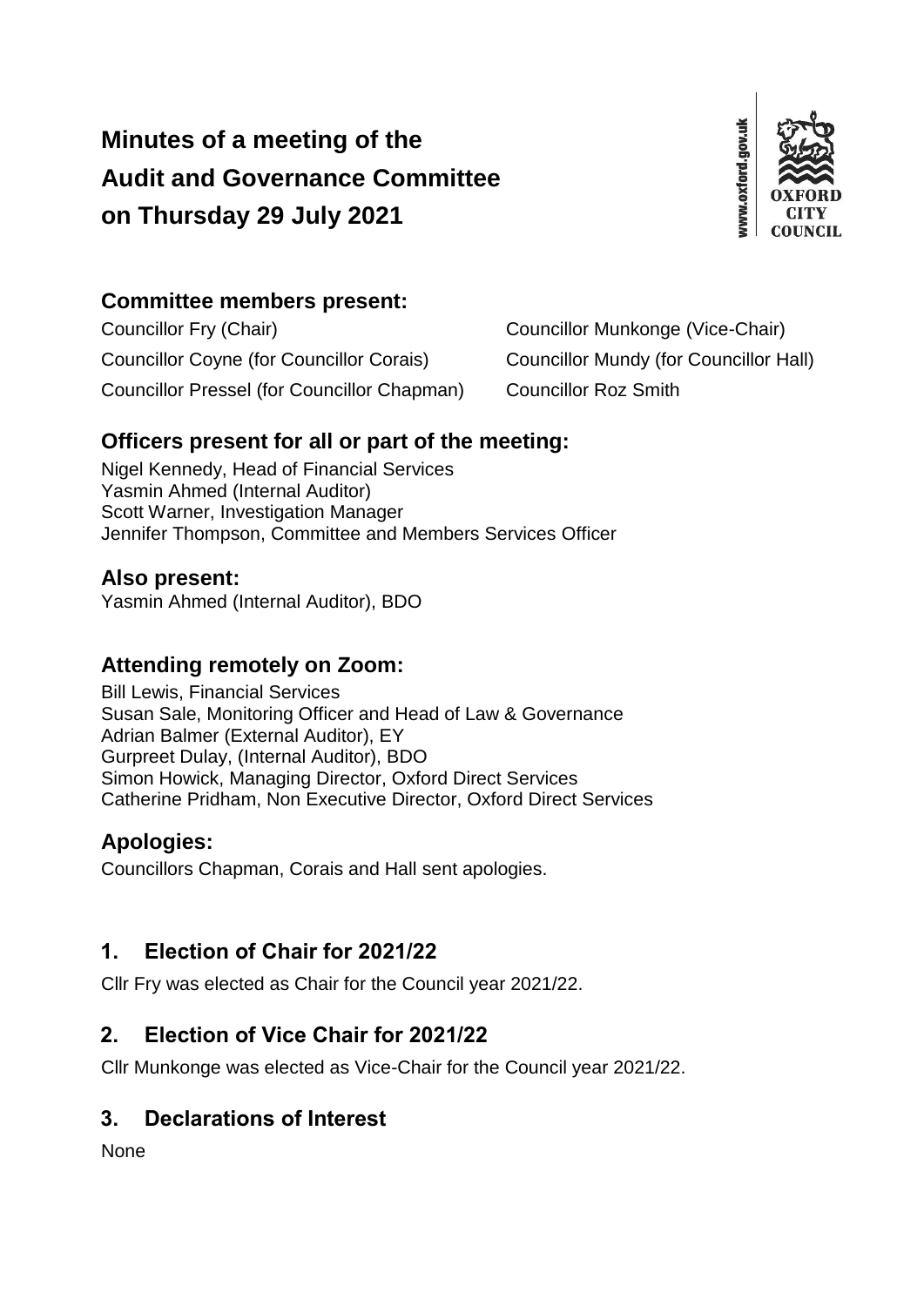# Minutes of a meeting of the Audit and Governance Committee on Thursday 29 July 2021

## Committee members present:

Councillor Fry (Chair)
Councillor Munkonge (Vice-Chair)
Councillor Coyne (for Councillor Corais)
Councillor Mundy (for Councillor Hall)
Councillor Pressel (for Councillor Chapman)
Councillor Roz Smith

## Officers present for all or part of the meeting:

Nigel Kennedy, Head of Financial Services
Yasmin Ahmed (Internal Auditor)
Scott Warner, Investigation Manager
Jennifer Thompson, Committee and Members Services Officer

## Also present:

Yasmin Ahmed (Internal Auditor), BDO

## Attending remotely on Zoom:

Bill Lewis, Financial Services
Susan Sale, Monitoring Officer and Head of Law & Governance
Adrian Balmer (External Auditor), EY
Gurpreet Dulay, (Internal Auditor), BDO
Simon Howick, Managing Director, Oxford Direct Services
Catherine Pridham, Non Executive Director, Oxford Direct Services

## Apologies:

Councillors Chapman, Corais and Hall sent apologies.

## 1. Election of Chair for 2021/22

Cllr Fry was elected as Chair for the Council year 2021/22.

## 2. Election of Vice Chair for 2021/22

Cllr Munkonge was elected as Vice-Chair for the Council year 2021/22.

## 3. Declarations of Interest

None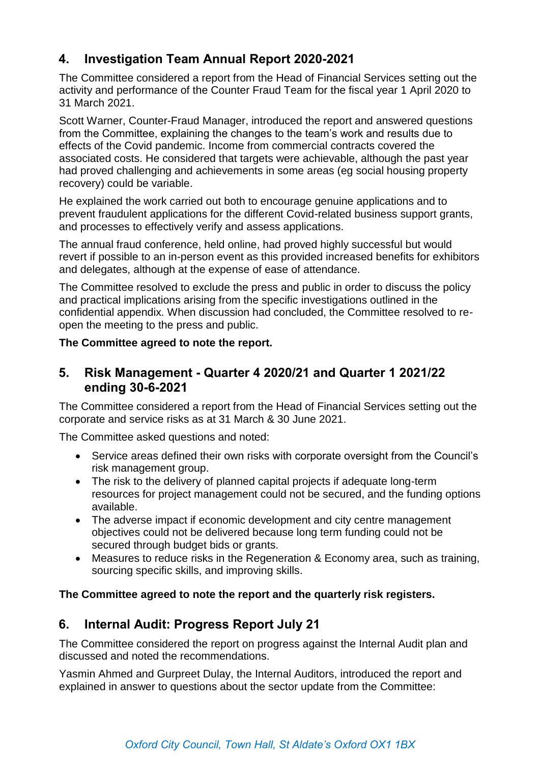## 4. Investigation Team Annual Report 2020-2021

The Committee considered a report from the Head of Financial Services setting out the activity and performance of the Counter Fraud Team for the fiscal year 1 April 2020 to 31 March 2021.

Scott Warner, Counter-Fraud Manager, introduced the report and answered questions from the Committee, explaining the changes to the team's work and results due to effects of the Covid pandemic. Income from commercial contracts covered the associated costs. He considered that targets were achievable, although the past year had proved challenging and achievements in some areas (eg social housing property recovery) could be variable.

He explained the work carried out both to encourage genuine applications and to prevent fraudulent applications for the different Covid-related business support grants, and processes to effectively verify and assess applications.

The annual fraud conference, held online, had proved highly successful but would revert if possible to an in-person event as this provided increased benefits for exhibitors and delegates, although at the expense of ease of attendance.

The Committee resolved to exclude the press and public in order to discuss the policy and practical implications arising from the specific investigations outlined in the confidential appendix. When discussion had concluded, the Committee resolved to re-open the meeting to the press and public.

**The Committee agreed to note the report.**

## 5. Risk Management - Quarter 4 2020/21 and Quarter 1 2021/22 ending 30-6-2021

The Committee considered a report from the Head of Financial Services setting out the corporate and service risks as at 31 March & 30 June 2021.

The Committee asked questions and noted:

- Service areas defined their own risks with corporate oversight from the Council's risk management group.
- The risk to the delivery of planned capital projects if adequate long-term resources for project management could not be secured, and the funding options available.
- The adverse impact if economic development and city centre management objectives could not be delivered because long term funding could not be secured through budget bids or grants.
- Measures to reduce risks in the Regeneration & Economy area, such as training, sourcing specific skills, and improving skills.

**The Committee agreed to note the report and the quarterly risk registers.**

## 6. Internal Audit: Progress Report July 21

The Committee considered the report on progress against the Internal Audit plan and discussed and noted the recommendations.

Yasmin Ahmed and Gurpreet Dulay, the Internal Auditors, introduced the report and explained in answer to questions about the sector update from the Committee: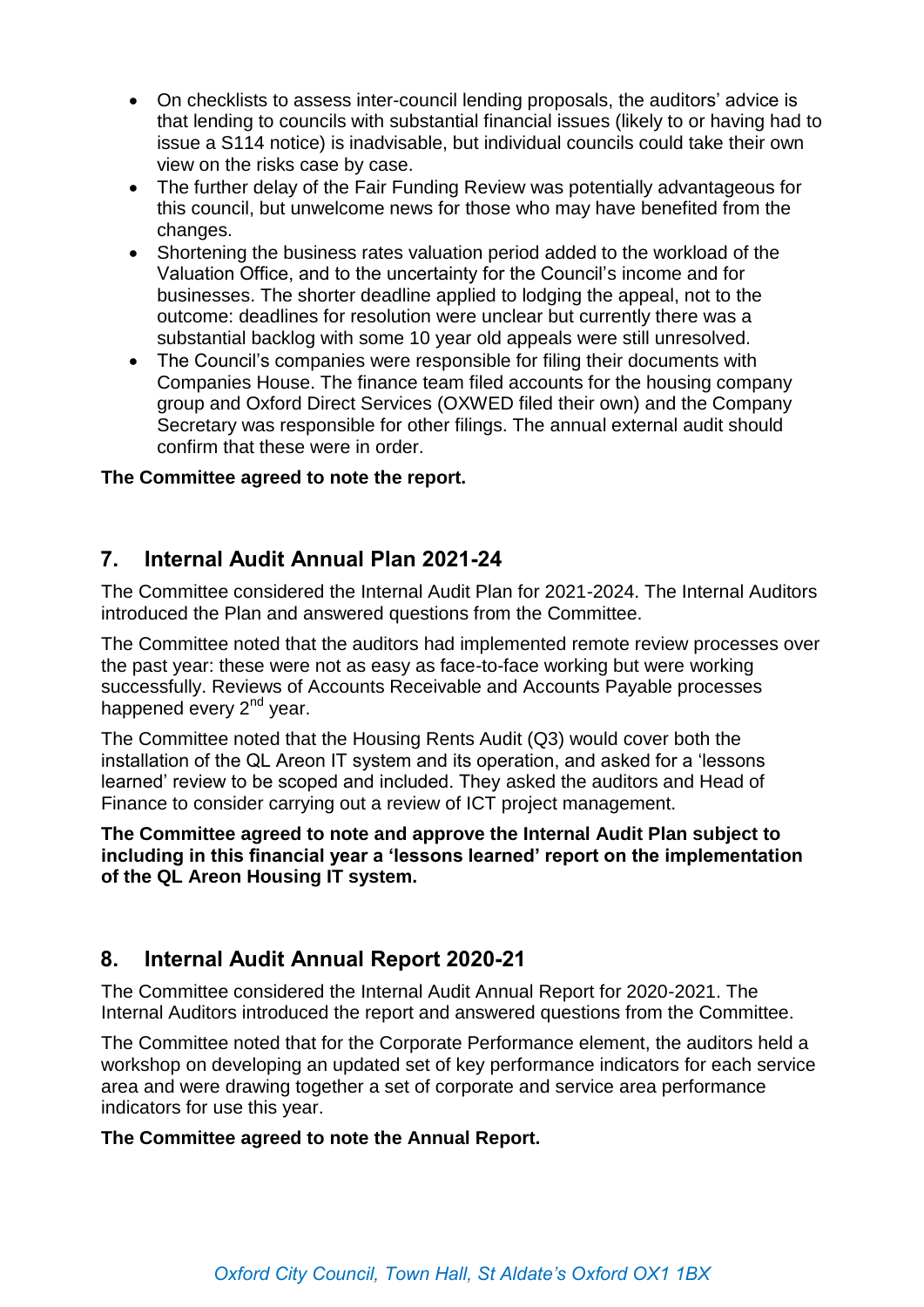- On checklists to assess inter-council lending proposals, the auditors' advice is that lending to councils with substantial financial issues (likely to or having had to issue a S114 notice) is inadvisable, but individual councils could take their own view on the risks case by case.
- The further delay of the Fair Funding Review was potentially advantageous for this council, but unwelcome news for those who may have benefited from the changes.
- Shortening the business rates valuation period added to the workload of the Valuation Office, and to the uncertainty for the Council's income and for businesses. The shorter deadline applied to lodging the appeal, not to the outcome: deadlines for resolution were unclear but currently there was a substantial backlog with some 10 year old appeals were still unresolved.
- The Council's companies were responsible for filing their documents with Companies House. The finance team filed accounts for the housing company group and Oxford Direct Services (OXWED filed their own) and the Company Secretary was responsible for other filings. The annual external audit should confirm that these were in order.

**The Committee agreed to note the report.**

## 7. Internal Audit Annual Plan 2021-24

The Committee considered the Internal Audit Plan for 2021-2024. The Internal Auditors introduced the Plan and answered questions from the Committee.

The Committee noted that the auditors had implemented remote review processes over the past year: these were not as easy as face-to-face working but were working successfully. Reviews of Accounts Receivable and Accounts Payable processes happened every 2nd year.

The Committee noted that the Housing Rents Audit (Q3) would cover both the installation of the QL Areon IT system and its operation, and asked for a 'lessons learned' review to be scoped and included. They asked the auditors and Head of Finance to consider carrying out a review of ICT project management.

**The Committee agreed to note and approve the Internal Audit Plan subject to including in this financial year a 'lessons learned' report on the implementation of the QL Areon Housing IT system.**

## 8. Internal Audit Annual Report 2020-21

The Committee considered the Internal Audit Annual Report for 2020-2021. The Internal Auditors introduced the report and answered questions from the Committee.

The Committee noted that for the Corporate Performance element, the auditors held a workshop on developing an updated set of key performance indicators for each service area and were drawing together a set of corporate and service area performance indicators for use this year.

**The Committee agreed to note the Annual Report.**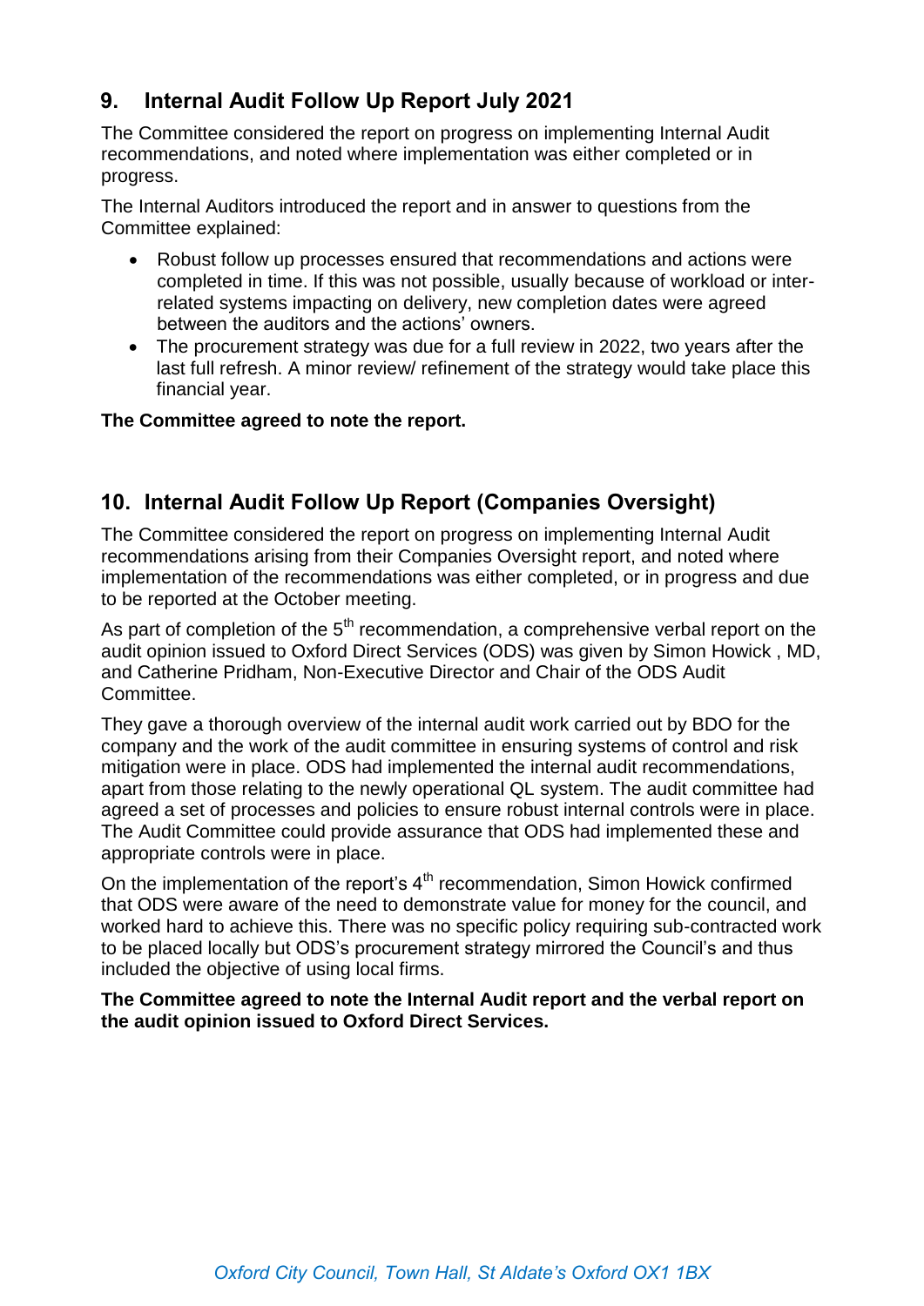## 9. Internal Audit Follow Up Report July 2021

The Committee considered the report on progress on implementing Internal Audit recommendations, and noted where implementation was either completed or in progress.

The Internal Auditors introduced the report and in answer to questions from the Committee explained:

- Robust follow up processes ensured that recommendations and actions were completed in time. If this was not possible, usually because of workload or inter-related systems impacting on delivery, new completion dates were agreed between the auditors and the actions' owners.
- The procurement strategy was due for a full review in 2022, two years after the last full refresh. A minor review/ refinement of the strategy would take place this financial year.

**The Committee agreed to note the report.**

## 10. Internal Audit Follow Up Report (Companies Oversight)

The Committee considered the report on progress on implementing Internal Audit recommendations arising from their Companies Oversight report, and noted where implementation of the recommendations was either completed, or in progress and due to be reported at the October meeting.

As part of completion of the 5th recommendation, a comprehensive verbal report on the audit opinion issued to Oxford Direct Services (ODS) was given by Simon Howick , MD, and Catherine Pridham, Non-Executive Director and Chair of the ODS Audit Committee.

They gave a thorough overview of the internal audit work carried out by BDO for the company and the work of the audit committee in ensuring systems of control and risk mitigation were in place. ODS had implemented the internal audit recommendations, apart from those relating to the newly operational QL system. The audit committee had agreed a set of processes and policies to ensure robust internal controls were in place. The Audit Committee could provide assurance that ODS had implemented these and appropriate controls were in place.

On the implementation of the report's 4th recommendation, Simon Howick confirmed that ODS were aware of the need to demonstrate value for money for the council, and worked hard to achieve this. There was no specific policy requiring sub-contracted work to be placed locally but ODS's procurement strategy mirrored the Council's and thus included the objective of using local firms.

**The Committee agreed to note the Internal Audit report and the verbal report on the audit opinion issued to Oxford Direct Services.**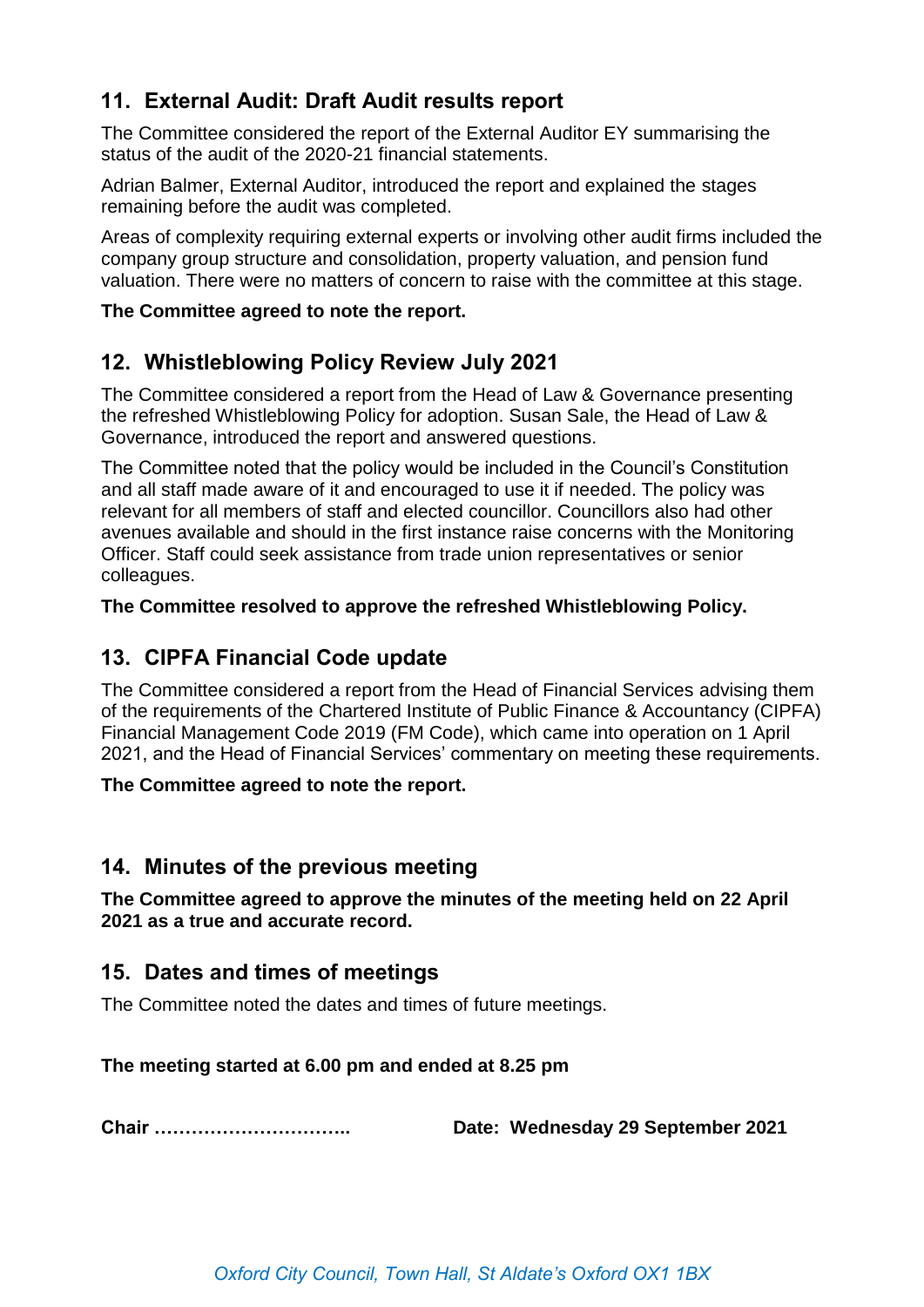## 11. External Audit: Draft Audit results report

The Committee considered the report of the External Auditor EY summarising the status of the audit of the 2020-21 financial statements.

Adrian Balmer, External Auditor, introduced the report and explained the stages remaining before the audit was completed.

Areas of complexity requiring external experts or involving other audit firms included the company group structure and consolidation, property valuation, and pension fund valuation. There were no matters of concern to raise with the committee at this stage.

**The Committee agreed to note the report.**

## 12. Whistleblowing Policy Review July 2021

The Committee considered a report from the Head of Law & Governance presenting the refreshed Whistleblowing Policy for adoption. Susan Sale, the Head of Law & Governance, introduced the report and answered questions.

The Committee noted that the policy would be included in the Council's Constitution and all staff made aware of it and encouraged to use it if needed. The policy was relevant for all members of staff and elected councillor. Councillors also had other avenues available and should in the first instance raise concerns with the Monitoring Officer. Staff could seek assistance from trade union representatives or senior colleagues.

**The Committee resolved to approve the refreshed Whistleblowing Policy.**

## 13. CIPFA Financial Code update

The Committee considered a report from the Head of Financial Services advising them of the requirements of the Chartered Institute of Public Finance & Accountancy (CIPFA) Financial Management Code 2019 (FM Code), which came into operation on 1 April 2021, and the Head of Financial Services' commentary on meeting these requirements.

**The Committee agreed to note the report.**

## 14. Minutes of the previous meeting

**The Committee agreed to approve the minutes of the meeting held on 22 April 2021 as a true and accurate record.**

## 15. Dates and times of meetings

The Committee noted the dates and times of future meetings.

**The meeting started at 6.00 pm and ended at 8.25 pm**

**Chair …………………………..** **Date: Wednesday 29 September 2021**